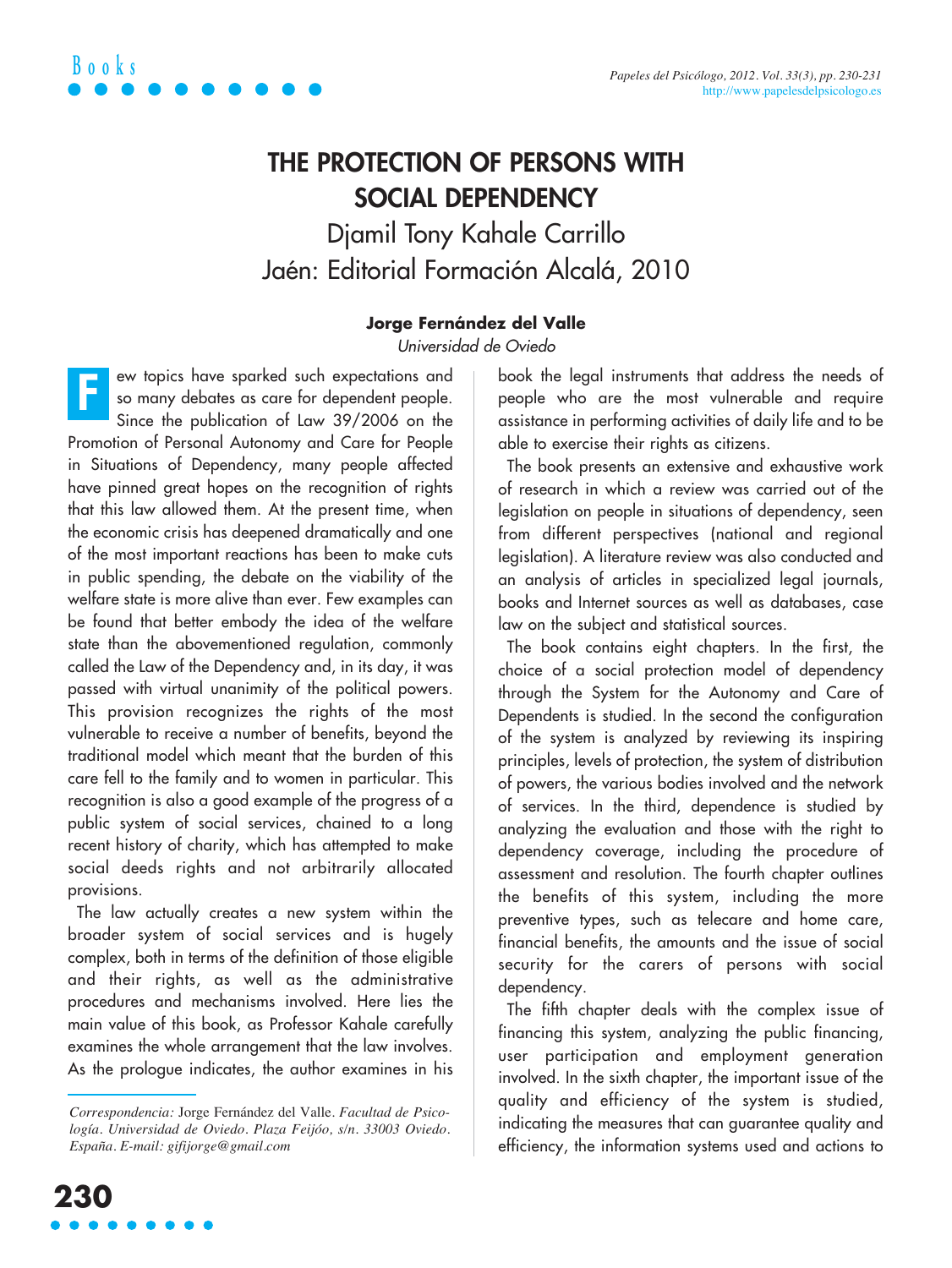# THE PROTECTION OF PERSONS WITH SOCIAL DEPENDENCY

## Djamil Tony Kahale Carrillo
## Jaén: Editorial Formación Alcalá, 2010

**Jorge Fernández del Valle**

*Universidad de Oviedo*

Few topics have sparked such expectations and so many debates as care for dependent people. Since the publication of Law 39/2006 on the Promotion of Personal Autonomy and Care for People in Situations of Dependency, many people affected have pinned great hopes on the recognition of rights that this law allowed them. At the present time, when the economic crisis has deepened dramatically and one of the most important reactions has been to make cuts in public spending, the debate on the viability of the welfare state is more alive than ever. Few examples can be found that better embody the idea of the welfare state than the abovementioned regulation, commonly called the Law of the Dependency and, in its day, it was passed with virtual unanimity of the political powers. This provision recognizes the rights of the most vulnerable to receive a number of benefits, beyond the traditional model which meant that the burden of this care fell to the family and to women in particular. This recognition is also a good example of the progress of a public system of social services, chained to a long recent history of charity, which has attempted to make social deeds rights and not arbitrarily allocated provisions.

The law actually creates a new system within the broader system of social services and is hugely complex, both in terms of the definition of those eligible and their rights, as well as the administrative procedures and mechanisms involved. Here lies the main value of this book, as Professor Kahale carefully examines the whole arrangement that the law involves. As the prologue indicates, the author examines in his book the legal instruments that address the needs of people who are the most vulnerable and require assistance in performing activities of daily life and to be able to exercise their rights as citizens.

The book presents an extensive and exhaustive work of research in which a review was carried out of the legislation on people in situations of dependency, seen from different perspectives (national and regional legislation). A literature review was also conducted and an analysis of articles in specialized legal journals, books and Internet sources as well as databases, case law on the subject and statistical sources.

The book contains eight chapters. In the first, the choice of a social protection model of dependency through the System for the Autonomy and Care of Dependents is studied. In the second the configuration of the system is analyzed by reviewing its inspiring principles, levels of protection, the system of distribution of powers, the various bodies involved and the network of services. In the third, dependence is studied by analyzing the evaluation and those with the right to dependency coverage, including the procedure of assessment and resolution. The fourth chapter outlines the benefits of this system, including the more preventive types, such as telecare and home care, financial benefits, the amounts and the issue of social security for the carers of persons with social dependency.

The fifth chapter deals with the complex issue of financing this system, analyzing the public financing, user participation and employment generation involved. In the sixth chapter, the important issue of the quality and efficiency of the system is studied, indicating the measures that can guarantee quality and efficiency, the information systems used and actions to

*Correspondencia:* Jorge Fernández del Valle. *Facultad de Psicología. Universidad de Oviedo. Plaza Feijóo, s/n. 33003 Oviedo. España. E-mail: gifijorge@gmail.com*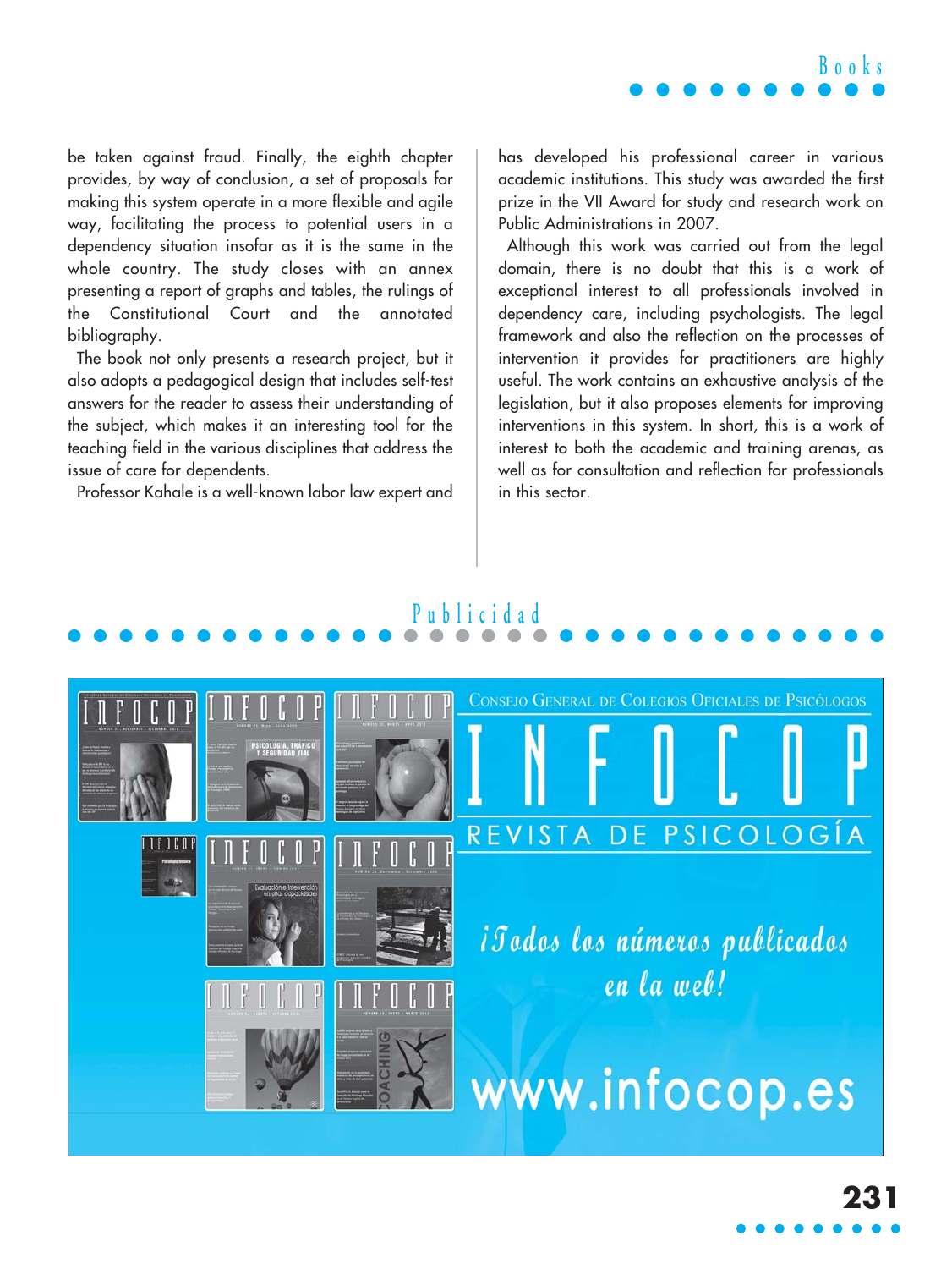be taken against fraud. Finally, the eighth chapter provides, by way of conclusion, a set of proposals for making this system operate in a more flexible and agile way, facilitating the process to potential users in a dependency situation insofar as it is the same in the whole country. The study closes with an annex presenting a report of graphs and tables, the rulings of the Constitutional Court and the annotated bibliography.

The book not only presents a research project, but it also adopts a pedagogical design that includes self-test answers for the reader to assess their understanding of the subject, which makes it an interesting tool for the teaching field in the various disciplines that address the issue of care for dependents.

Professor Kahale is a well-known labor law expert and has developed his professional career in various academic institutions. This study was awarded the first prize in the VII Award for study and research work on Public Administrations in 2007.

Although this work was carried out from the legal domain, there is no doubt that this is a work of exceptional interest to all professionals involved in dependency care, including psychologists. The legal framework and also the reflection on the processes of intervention it provides for practitioners are highly useful. The work contains an exhaustive analysis of the legislation, but it also proposes elements for improving interventions in this system. In short, this is a work of interest to both the academic and training arenas, as well as for consultation and reflection for professionals in this sector.

## Publicidad

Consejo General de Colegios Oficiales de Psicólogos

INFOCOP

REVISTA DE PSICOLOGÍA

*¡Todos los números publicados en la web!*

www.infocop.es